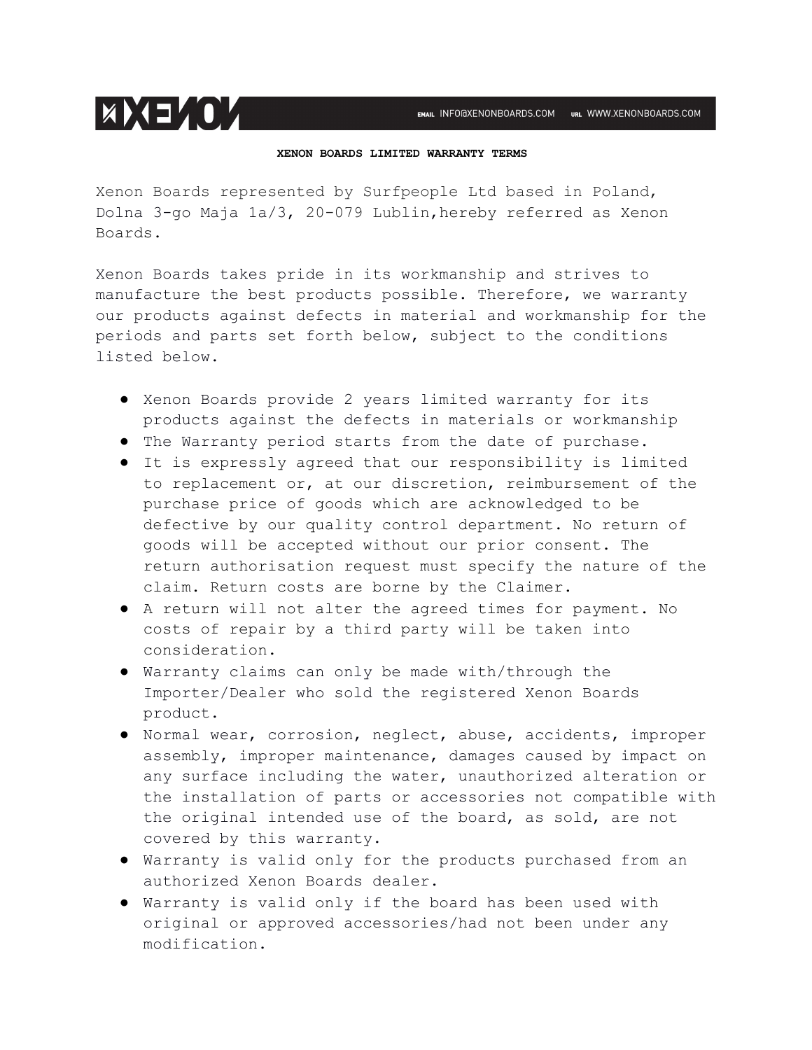# XENON BOARDS LIMITED WARRANTY TERMS

Xenon Boards represented by Surfpeople Ltd based in Poland, Dolna 3-go Maja 1a/3, 20-079 Lublin,hereby referred as Xenon Boards.

Xenon Boards takes pride in its workmanship and strives to manufacture the best products possible. Therefore, we warranty our products against defects in material and workmanship for the periods and parts set forth below, subject to the conditions listed below.

- Xenon Boards provide 2 years limited warranty for its products against the defects in materials or workmanship
- The Warranty period starts from the date of purchase.
- It is expressly agreed that our responsibility is limited to replacement or, at our discretion, reimbursement of the purchase price of goods which are acknowledged to be defective by our quality control department. No return of goods will be accepted without our prior consent. The return authorisation request must specify the nature of the claim. Return costs are borne by the Claimer.
- A return will not alter the agreed times for payment. No costs of repair by a third party will be taken into consideration.
- Warranty claims can only be made with/through the Importer/Dealer who sold the registered Xenon Boards product.
- Normal wear, corrosion, neglect, abuse, accidents, improper assembly, improper maintenance, damages caused by impact on any surface including the water, unauthorized alteration or the installation of parts or accessories not compatible with the original intended use of the board, as sold, are not covered by this warranty.
- Warranty is valid only for the products purchased from an authorized Xenon Boards dealer.
- Warranty is valid only if the board has been used with original or approved accessories/had not been under any modification.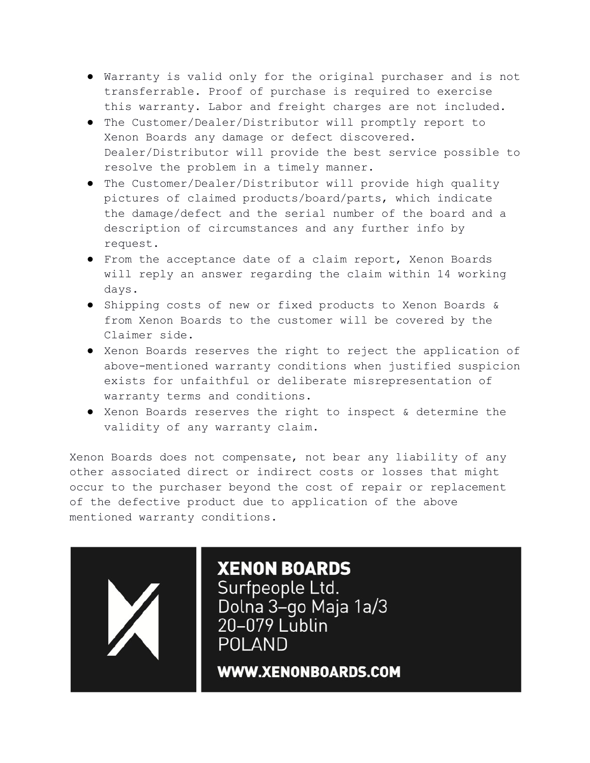- Warranty is valid only for the original purchaser and is not transferrable. Proof of purchase is required to exercise this warranty. Labor and freight charges are not included.
- The Customer/Dealer/Distributor will promptly report to Xenon Boards any damage or defect discovered. Dealer/Distributor will provide the best service possible to resolve the problem in a timely manner.
- The Customer/Dealer/Distributor will provide high quality pictures of claimed products/board/parts, which indicate the damage/defect and the serial number of the board and a description of circumstances and any further info by request.
- From the acceptance date of a claim report, Xenon Boards will reply an answer regarding the claim within 14 working days.
- Shipping costs of new or fixed products to Xenon Boards & from Xenon Boards to the customer will be covered by the Claimer side.
- Xenon Boards reserves the right to reject the application of above-mentioned warranty conditions when justified suspicion exists for unfaithful or deliberate misrepresentation of warranty terms and conditions.
- Xenon Boards reserves the right to inspect & determine the validity of any warranty claim.

Xenon Boards does not compensate, not bear any liability of any other associated direct or indirect costs or losses that might occur to the purchaser beyond the cost of repair or replacement of the defective product due to application of the above mentioned warranty conditions.

**XENON BOARDS**
Surfpeople Ltd.
Dolna 3-go Maja 1a/3
20-079 Lublin
POLAND

**WWW.XENONBOARDS.COM**